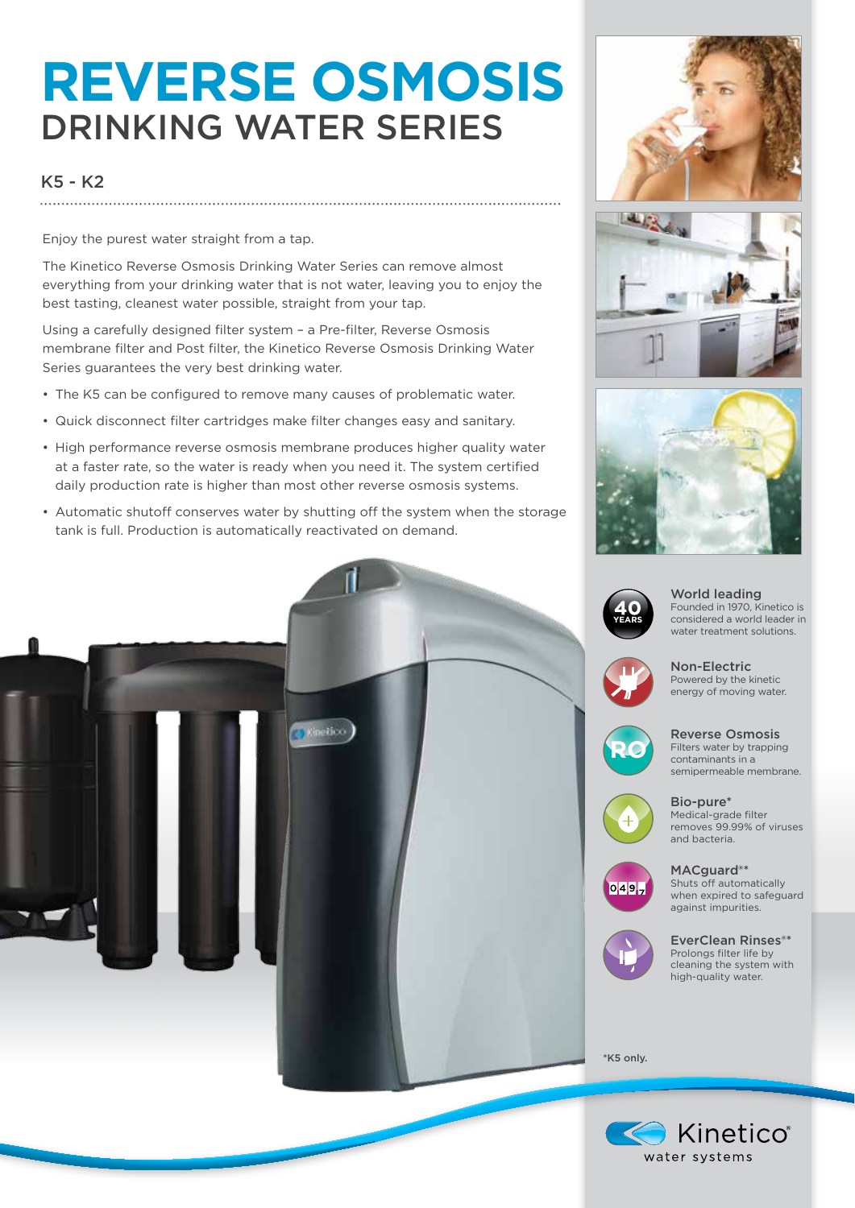# REVERSE OSMOSIS
## DRINKING WATER SERIES

### K5 - K2

Enjoy the purest water straight from a tap.

The Kinetico Reverse Osmosis Drinking Water Series can remove almost everything from your drinking water that is not water, leaving you to enjoy the best tasting, cleanest water possible, straight from your tap.

Using a carefully designed filter system – a Pre-filter, Reverse Osmosis membrane filter and Post filter, the Kinetico Reverse Osmosis Drinking Water Series guarantees the very best drinking water.

- The K5 can be configured to remove many causes of problematic water.
- Quick disconnect filter cartridges make filter changes easy and sanitary.
- High performance reverse osmosis membrane produces higher quality water at a faster rate, so the water is ready when you need it. The system certified daily production rate is higher than most other reverse osmosis systems.
- Automatic shutoff conserves water by shutting off the system when the storage tank is full. Production is automatically reactivated on demand.

**World leading**
Founded in 1970, Kinetico is considered a world leader in water treatment solutions.

**Non-Electric**
Powered by the kinetic energy of moving water.

**Reverse Osmosis**
Filters water by trapping contaminants in a semipermeable membrane.

**Bio-pure***
Medical-grade filter removes 99.99% of viruses and bacteria.

**MACguard®***
Shuts off automatically when expired to safeguard against impurities.

**EverClean Rinses®***
Prolongs filter life by cleaning the system with high-quality water.

*K5 only.

Kinetico® water systems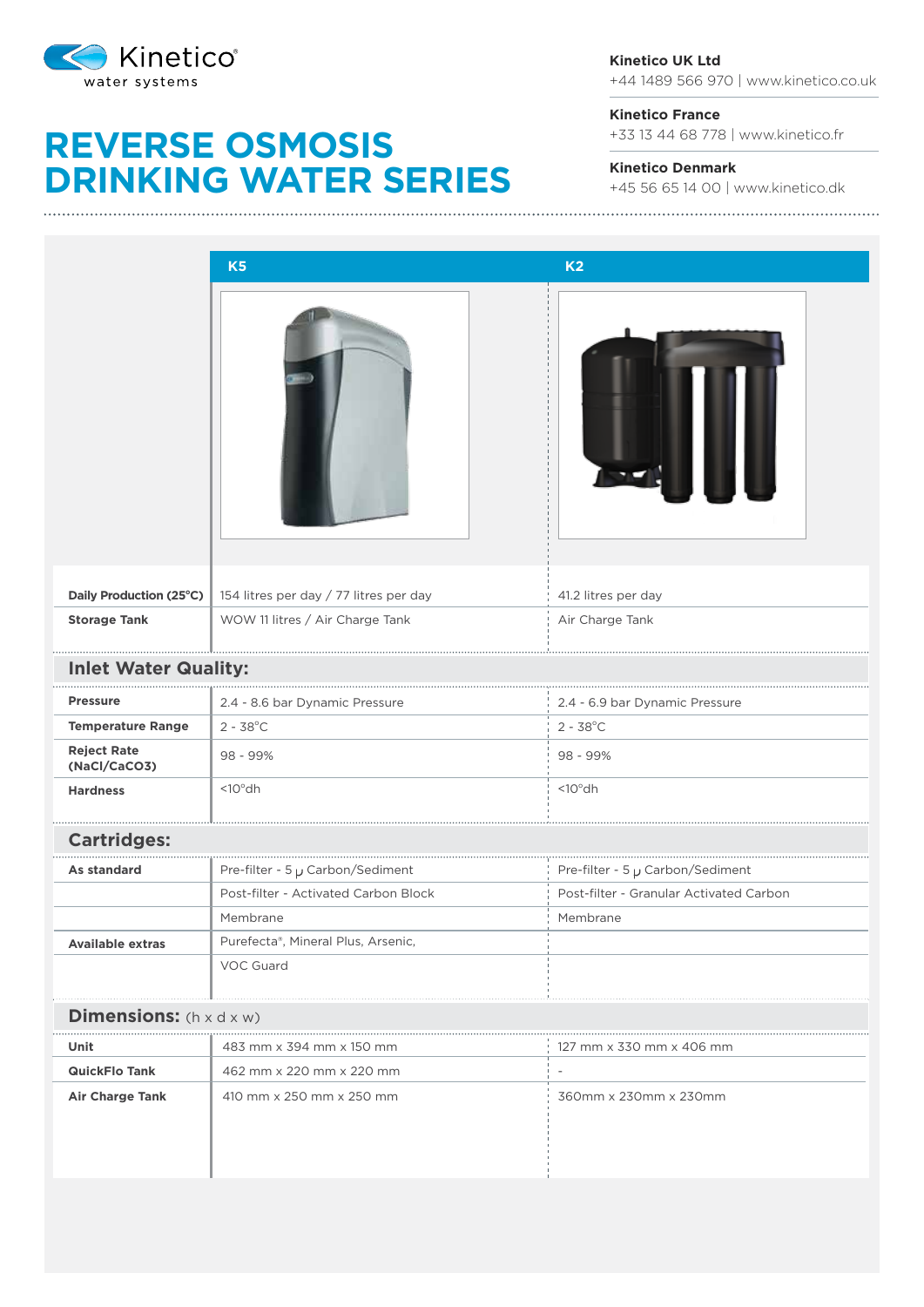Kinetico water systems

# REVERSE OSMOSIS DRINKING WATER SERIES

**Kinetico UK Ltd**
+44 1489 566 970 | www.kinetico.co.uk

**Kinetico France**
+33 13 44 68 778 | www.kinetico.fr

**Kinetico Denmark**
+45 56 65 14 00 | www.kinetico.dk

| | K5 | K2 |
|---|---|---|
| **Daily Production (25°C)** | 154 litres per day / 77 litres per day | 41.2 litres per day |
| **Storage Tank** | WOW 11 litres / Air Charge Tank | Air Charge Tank |
| **Inlet Water Quality:** | | |
| **Pressure** | 2.4 - 8.6 bar Dynamic Pressure | 2.4 - 6.9 bar Dynamic Pressure |
| **Temperature Range** | 2 - 38°C | 2 - 38°C |
| **Reject Rate (NaCl/CaCO3)** | 98 - 99% | 98 - 99% |
| **Hardness** | <10°dh | <10°dh |
| **Cartridges:** | | |
| **As standard** | Pre-filter - 5 µ Carbon/Sediment | Pre-filter - 5 µ Carbon/Sediment |
| | Post-filter - Activated Carbon Block | Post-filter - Granular Activated Carbon |
| | Membrane | Membrane |
| **Available extras** | Purefecta®, Mineral Plus, Arsenic, | |
| | VOC Guard | |
| **Dimensions:** (h x d x w) | | |
| **Unit** | 483 mm x 394 mm x 150 mm | 127 mm x 330 mm x 406 mm |
| **QuickFlo Tank** | 462 mm x 220 mm x 220 mm | - |
| **Air Charge Tank** | 410 mm x 250 mm x 250 mm | 360mm x 230mm x 230mm |